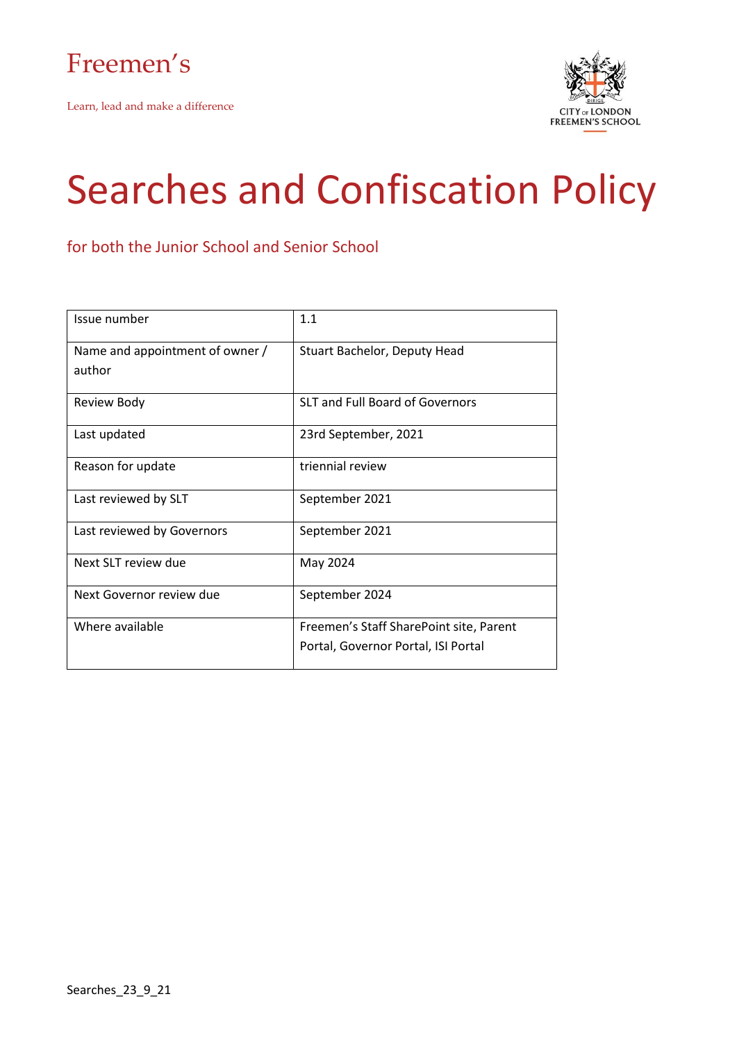Freemen's

Learn, lead and make a difference

CITY OF LONDON FREEMEN'S SCHOOL

# Searches and Confiscation Policy

## for both the Junior School and Senior School

| Issue number | 1.1 |
|---|---|
| Name and appointment of owner / author | Stuart Bachelor, Deputy Head |
| Review Body | SLT and Full Board of Governors |
| Last updated | 23rd September, 2021 |
| Reason for update | triennial review |
| Last reviewed by SLT | September 2021 |
| Last reviewed by Governors | September 2021 |
| Next SLT review due | May 2024 |
| Next Governor review due | September 2024 |
| Where available | Freemen's Staff SharePoint site, Parent Portal, Governor Portal, ISI Portal |

Searches_23_9_21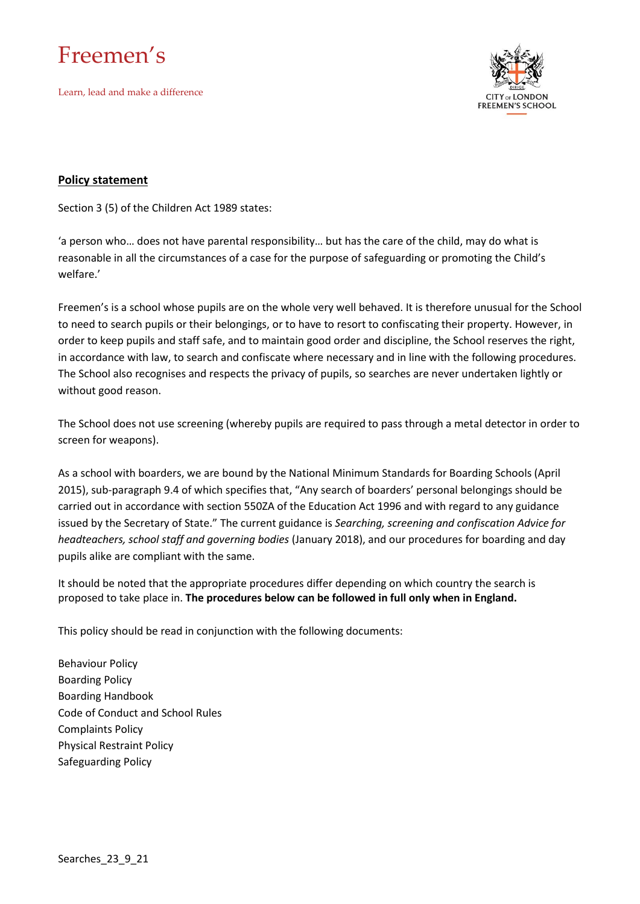## Policy statement

Section 3 (5) of the Children Act 1989 states:

'a person who… does not have parental responsibility… but has the care of the child, may do what is reasonable in all the circumstances of a case for the purpose of safeguarding or promoting the Child's welfare.'

Freemen's is a school whose pupils are on the whole very well behaved. It is therefore unusual for the School to need to search pupils or their belongings, or to have to resort to confiscating their property. However, in order to keep pupils and staff safe, and to maintain good order and discipline, the School reserves the right, in accordance with law, to search and confiscate where necessary and in line with the following procedures. The School also recognises and respects the privacy of pupils, so searches are never undertaken lightly or without good reason.

The School does not use screening (whereby pupils are required to pass through a metal detector in order to screen for weapons).

As a school with boarders, we are bound by the National Minimum Standards for Boarding Schools (April 2015), sub-paragraph 9.4 of which specifies that, "Any search of boarders' personal belongings should be carried out in accordance with section 550ZA of the Education Act 1996 and with regard to any guidance issued by the Secretary of State." The current guidance is *Searching, screening and confiscation Advice for headteachers, school staff and governing bodies* (January 2018), and our procedures for boarding and day pupils alike are compliant with the same.

It should be noted that the appropriate procedures differ depending on which country the search is proposed to take place in. **The procedures below can be followed in full only when in England.**

This policy should be read in conjunction with the following documents:

Behaviour Policy
Boarding Policy
Boarding Handbook
Code of Conduct and School Rules
Complaints Policy
Physical Restraint Policy
Safeguarding Policy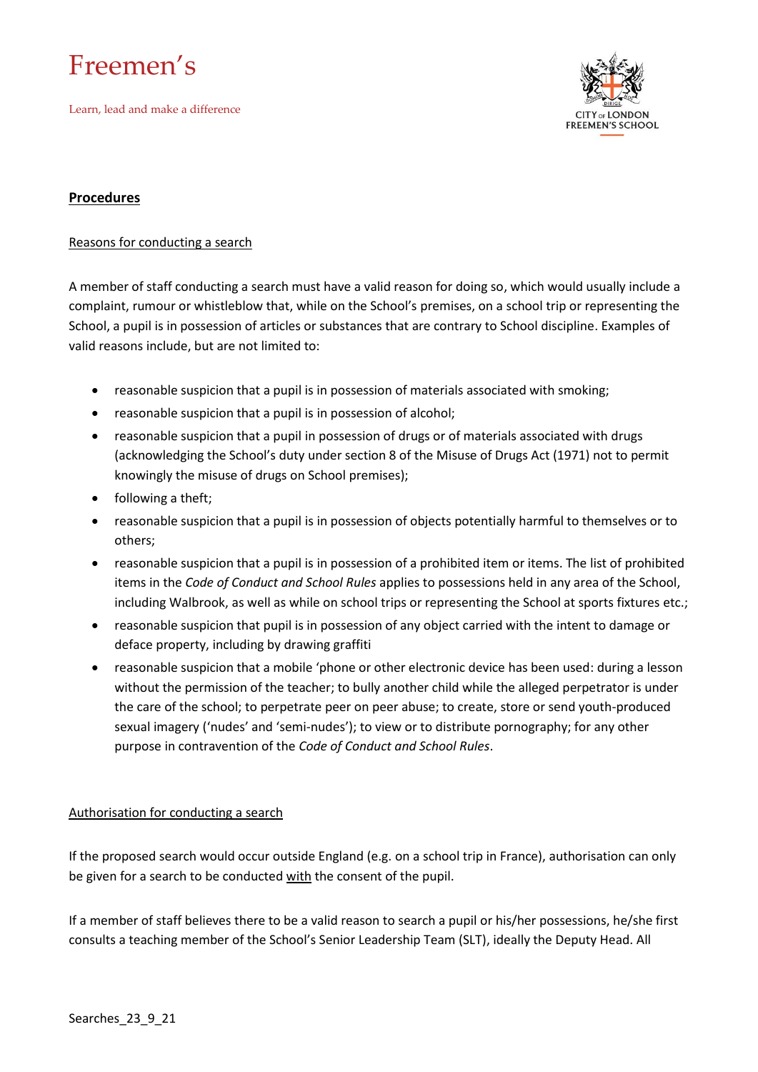## Procedures

### Reasons for conducting a search

A member of staff conducting a search must have a valid reason for doing so, which would usually include a complaint, rumour or whistleblow that, while on the School's premises, on a school trip or representing the School, a pupil is in possession of articles or substances that are contrary to School discipline. Examples of valid reasons include, but are not limited to:

- reasonable suspicion that a pupil is in possession of materials associated with smoking;
- reasonable suspicion that a pupil is in possession of alcohol;
- reasonable suspicion that a pupil in possession of drugs or of materials associated with drugs (acknowledging the School's duty under section 8 of the Misuse of Drugs Act (1971) not to permit knowingly the misuse of drugs on School premises);
- following a theft;
- reasonable suspicion that a pupil is in possession of objects potentially harmful to themselves or to others;
- reasonable suspicion that a pupil is in possession of a prohibited item or items. The list of prohibited items in the *Code of Conduct and School Rules* applies to possessions held in any area of the School, including Walbrook, as well as while on school trips or representing the School at sports fixtures etc.;
- reasonable suspicion that pupil is in possession of any object carried with the intent to damage or deface property, including by drawing graffiti
- reasonable suspicion that a mobile 'phone or other electronic device has been used: during a lesson without the permission of the teacher; to bully another child while the alleged perpetrator is under the care of the school; to perpetrate peer on peer abuse; to create, store or send youth-produced sexual imagery ('nudes' and 'semi-nudes'); to view or to distribute pornography; for any other purpose in contravention of the *Code of Conduct and School Rules*.

### Authorisation for conducting a search

If the proposed search would occur outside England (e.g. on a school trip in France), authorisation can only be given for a search to be conducted with the consent of the pupil.

If a member of staff believes there to be a valid reason to search a pupil or his/her possessions, he/she first consults a teaching member of the School's Senior Leadership Team (SLT), ideally the Deputy Head. All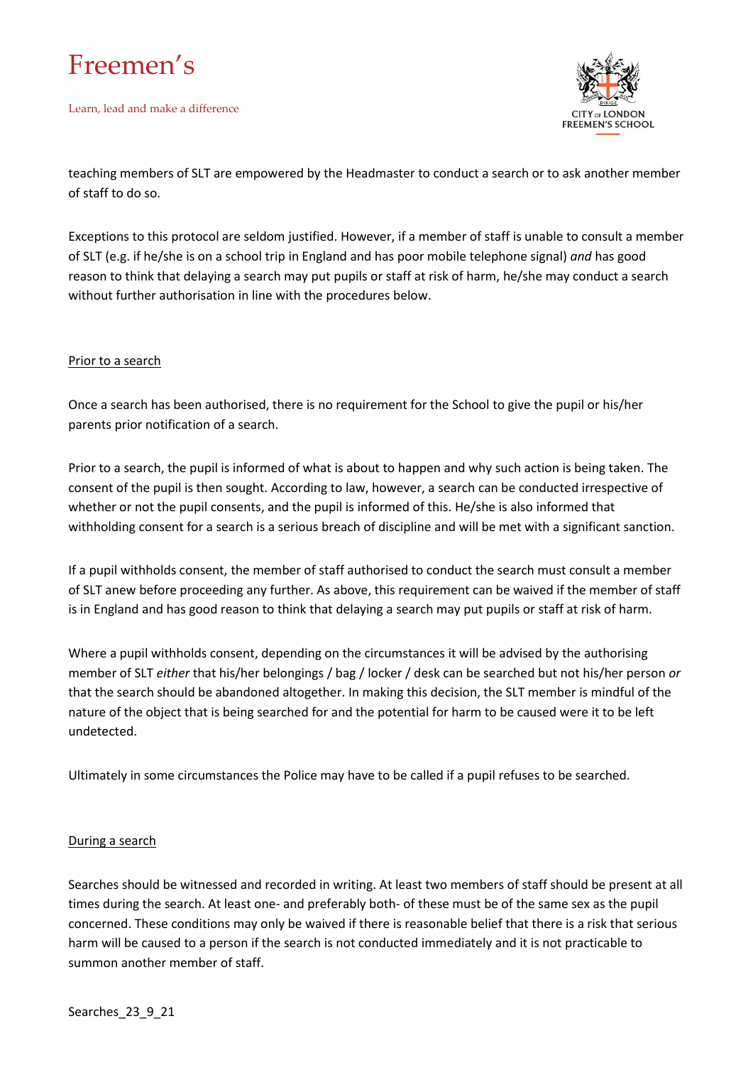teaching members of SLT are empowered by the Headmaster to conduct a search or to ask another member of staff to do so.

Exceptions to this protocol are seldom justified. However, if a member of staff is unable to consult a member of SLT (e.g. if he/she is on a school trip in England and has poor mobile telephone signal) *and* has good reason to think that delaying a search may put pupils or staff at risk of harm, he/she may conduct a search without further authorisation in line with the procedures below.

## Prior to a search

Once a search has been authorised, there is no requirement for the School to give the pupil or his/her parents prior notification of a search.

Prior to a search, the pupil is informed of what is about to happen and why such action is being taken. The consent of the pupil is then sought. According to law, however, a search can be conducted irrespective of whether or not the pupil consents, and the pupil is informed of this. He/she is also informed that withholding consent for a search is a serious breach of discipline and will be met with a significant sanction.

If a pupil withholds consent, the member of staff authorised to conduct the search must consult a member of SLT anew before proceeding any further. As above, this requirement can be waived if the member of staff is in England and has good reason to think that delaying a search may put pupils or staff at risk of harm.

Where a pupil withholds consent, depending on the circumstances it will be advised by the authorising member of SLT *either* that his/her belongings / bag / locker / desk can be searched but not his/her person *or* that the search should be abandoned altogether. In making this decision, the SLT member is mindful of the nature of the object that is being searched for and the potential for harm to be caused were it to be left undetected.

Ultimately in some circumstances the Police may have to be called if a pupil refuses to be searched.

## During a search

Searches should be witnessed and recorded in writing. At least two members of staff should be present at all times during the search. At least one- and preferably both- of these must be of the same sex as the pupil concerned. These conditions may only be waived if there is reasonable belief that there is a risk that serious harm will be caused to a person if the search is not conducted immediately and it is not practicable to summon another member of staff.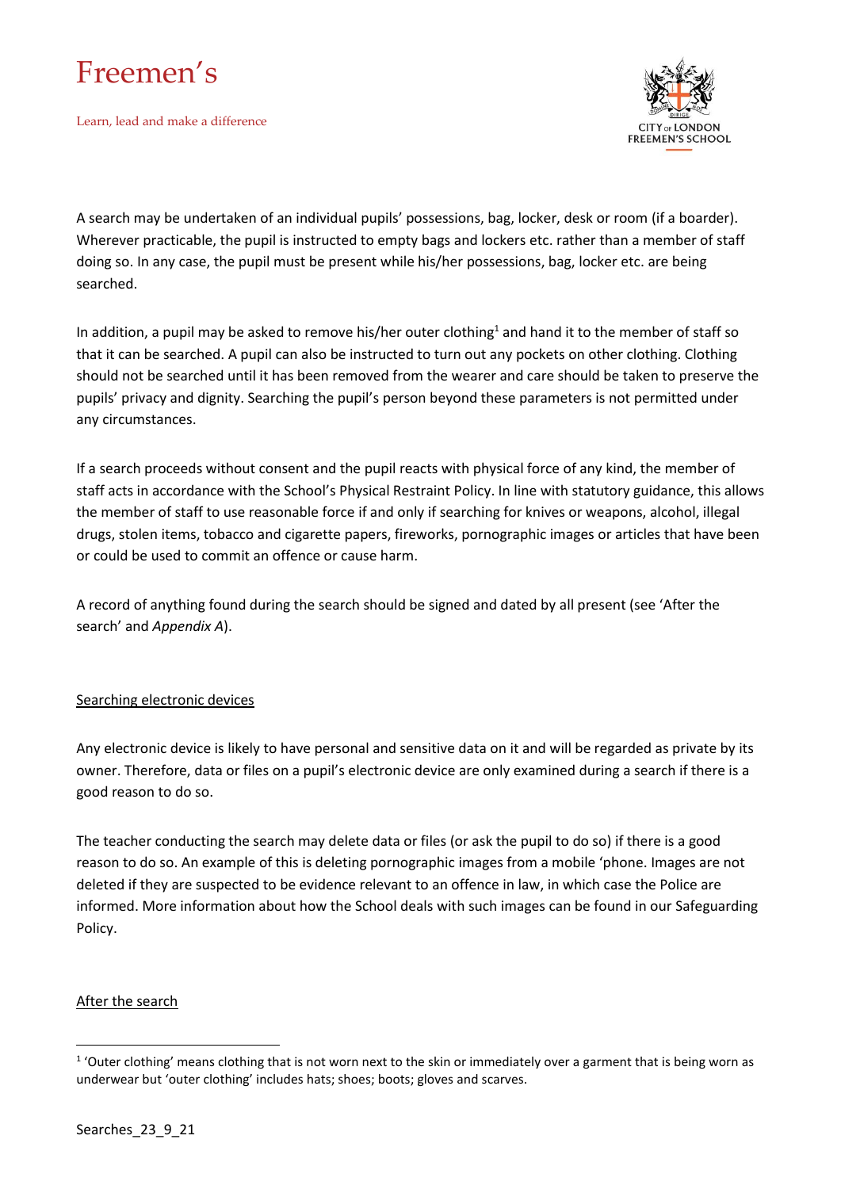A search may be undertaken of an individual pupils' possessions, bag, locker, desk or room (if a boarder). Wherever practicable, the pupil is instructed to empty bags and lockers etc. rather than a member of staff doing so. In any case, the pupil must be present while his/her possessions, bag, locker etc. are being searched.

In addition, a pupil may be asked to remove his/her outer clothing[1] and hand it to the member of staff so that it can be searched. A pupil can also be instructed to turn out any pockets on other clothing. Clothing should not be searched until it has been removed from the wearer and care should be taken to preserve the pupils' privacy and dignity. Searching the pupil's person beyond these parameters is not permitted under any circumstances.

If a search proceeds without consent and the pupil reacts with physical force of any kind, the member of staff acts in accordance with the School's Physical Restraint Policy. In line with statutory guidance, this allows the member of staff to use reasonable force if and only if searching for knives or weapons, alcohol, illegal drugs, stolen items, tobacco and cigarette papers, fireworks, pornographic images or articles that have been or could be used to commit an offence or cause harm.

A record of anything found during the search should be signed and dated by all present (see 'After the search' and *Appendix A*).

<u>Searching electronic devices</u>

Any electronic device is likely to have personal and sensitive data on it and will be regarded as private by its owner. Therefore, data or files on a pupil's electronic device are only examined during a search if there is a good reason to do so.

The teacher conducting the search may delete data or files (or ask the pupil to do so) if there is a good reason to do so. An example of this is deleting pornographic images from a mobile 'phone. Images are not deleted if they are suspected to be evidence relevant to an offence in law, in which case the Police are informed. More information about how the School deals with such images can be found in our Safeguarding Policy.

<u>After the search</u>

[1] 'Outer clothing' means clothing that is not worn next to the skin or immediately over a garment that is being worn as underwear but 'outer clothing' includes hats; shoes; boots; gloves and scarves.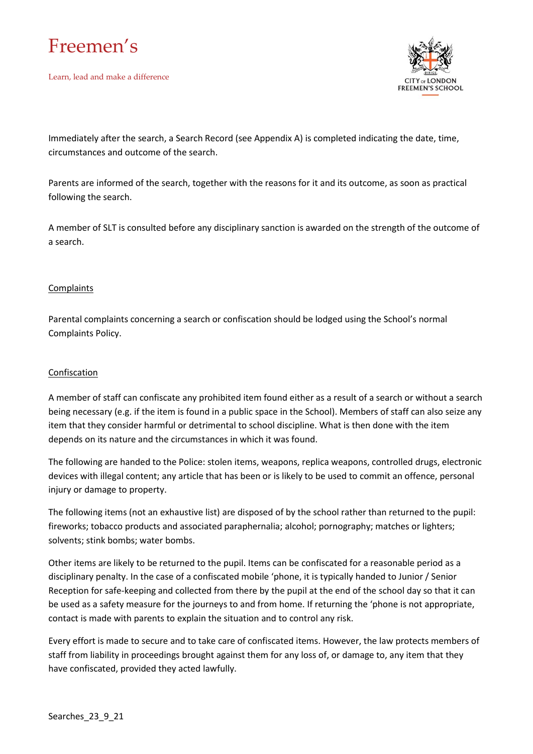Immediately after the search, a Search Record (see Appendix A) is completed indicating the date, time, circumstances and outcome of the search.

Parents are informed of the search, together with the reasons for it and its outcome, as soon as practical following the search.

A member of SLT is consulted before any disciplinary sanction is awarded on the strength of the outcome of a search.

## Complaints

Parental complaints concerning a search or confiscation should be lodged using the School's normal Complaints Policy.

## Confiscation

A member of staff can confiscate any prohibited item found either as a result of a search or without a search being necessary (e.g. if the item is found in a public space in the School). Members of staff can also seize any item that they consider harmful or detrimental to school discipline. What is then done with the item depends on its nature and the circumstances in which it was found.

The following are handed to the Police: stolen items, weapons, replica weapons, controlled drugs, electronic devices with illegal content; any article that has been or is likely to be used to commit an offence, personal injury or damage to property.

The following items (not an exhaustive list) are disposed of by the school rather than returned to the pupil: fireworks; tobacco products and associated paraphernalia; alcohol; pornography; matches or lighters; solvents; stink bombs; water bombs.

Other items are likely to be returned to the pupil. Items can be confiscated for a reasonable period as a disciplinary penalty. In the case of a confiscated mobile 'phone, it is typically handed to Junior / Senior Reception for safe-keeping and collected from there by the pupil at the end of the school day so that it can be used as a safety measure for the journeys to and from home. If returning the 'phone is not appropriate, contact is made with parents to explain the situation and to control any risk.

Every effort is made to secure and to take care of confiscated items. However, the law protects members of staff from liability in proceedings brought against them for any loss of, or damage to, any item that they have confiscated, provided they acted lawfully.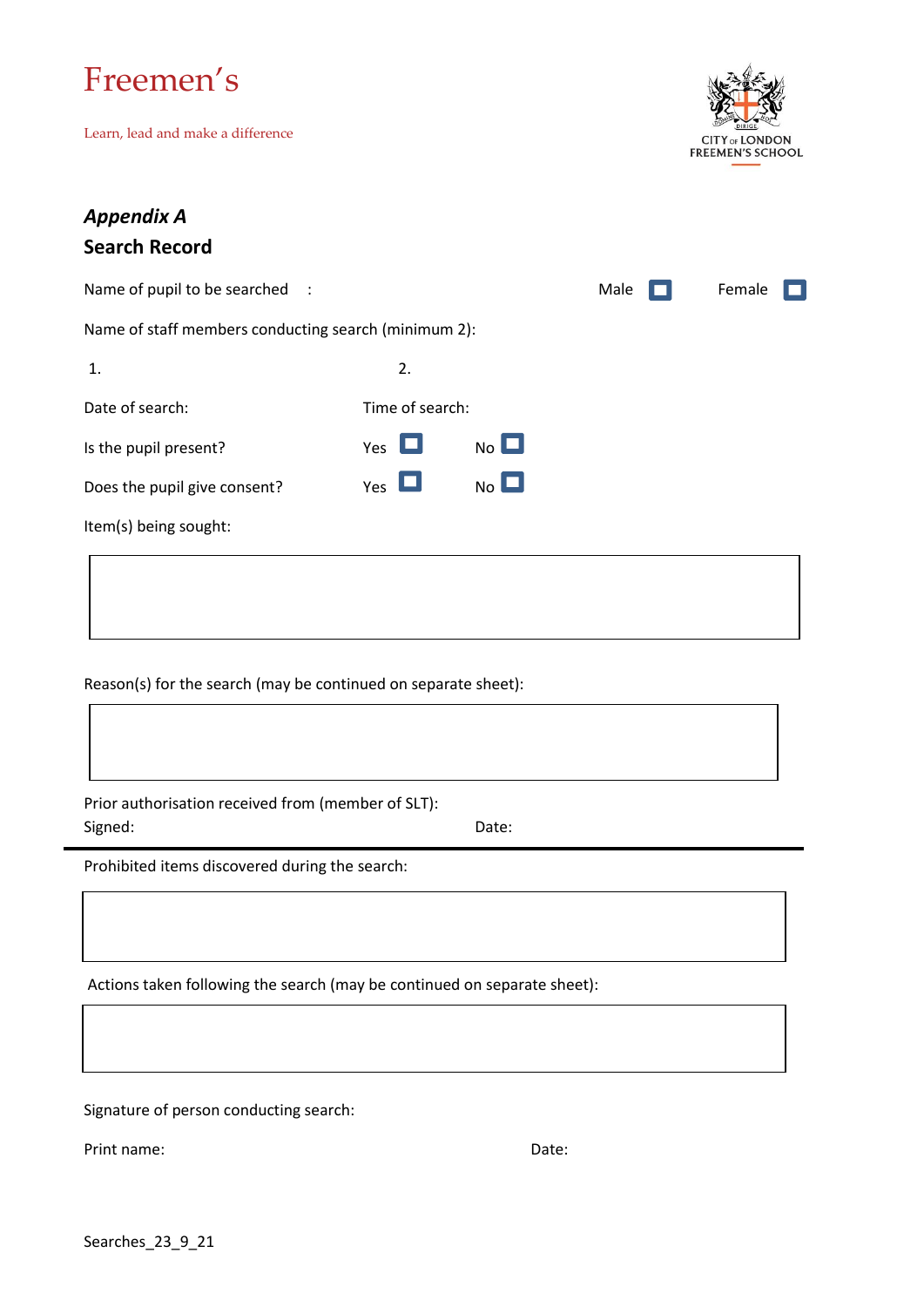Freemen's

Learn, lead and make a difference

CITY OF LONDON FREEMEN'S SCHOOL

## *Appendix A*

## Search Record

Name of pupil to be searched : Male ☐ Female ☐

Name of staff members conducting search (minimum 2):

1. 2.

Date of search: Time of search:

Is the pupil present? Yes ☐ No ☐

Does the pupil give consent? Yes ☐ No ☐

Item(s) being sought:

| |
|---|
| |

Reason(s) for the search (may be continued on separate sheet):

| |
|---|
| |

Prior authorisation received from (member of SLT):

Signed: Date:

---

Prohibited items discovered during the search:

| |
|---|
| |

Actions taken following the search (may be continued on separate sheet):

| |
|---|
| |

Signature of person conducting search:

Print name: Date:

Searches_23_9_21